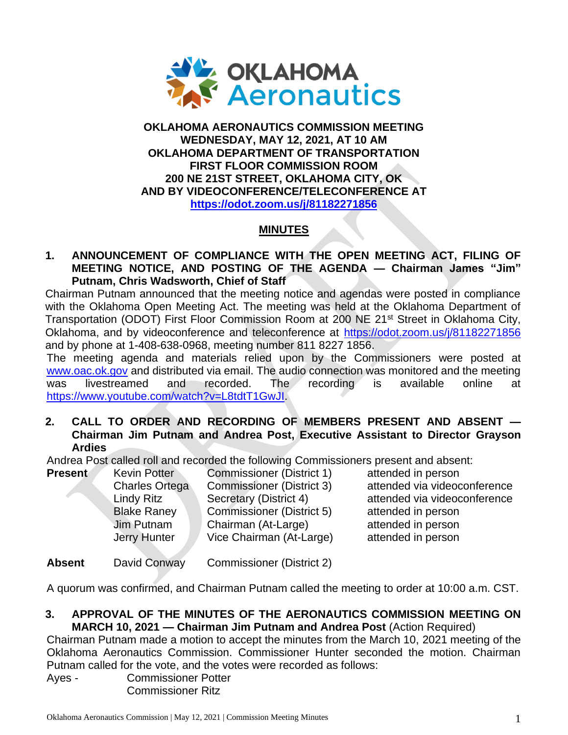**OKLAHOMA AERONAUTICS COMMISSION MEETING**
**WEDNESDAY, MAY 12, 2021, AT 10 AM**
**OKLAHOMA DEPARTMENT OF TRANSPORTATION**
**FIRST FLOOR COMMISSION ROOM**
**200 NE 21ST STREET, OKLAHOMA CITY, OK**
**AND BY VIDEOCONFERENCE/TELECONFERENCE AT**
**https://odot.zoom.us/j/81182271856**

## MINUTES

**1. ANNOUNCEMENT OF COMPLIANCE WITH THE OPEN MEETING ACT, FILING OF MEETING NOTICE, AND POSTING OF THE AGENDA — Chairman James "Jim" Putnam, Chris Wadsworth, Chief of Staff**

Chairman Putnam announced that the meeting notice and agendas were posted in compliance with the Oklahoma Open Meeting Act. The meeting was held at the Oklahoma Department of Transportation (ODOT) First Floor Commission Room at 200 NE 21st Street in Oklahoma City, Oklahoma, and by videoconference and teleconference at https://odot.zoom.us/j/81182271856 and by phone at 1-408-638-0968, meeting number 811 8227 1856.

The meeting agenda and materials relied upon by the Commissioners were posted at www.oac.ok.gov and distributed via email. The audio connection was monitored and the meeting was livestreamed and recorded. The recording is available online at https://www.youtube.com/watch?v=L8tdtT1GwJI.

**2. CALL TO ORDER AND RECORDING OF MEMBERS PRESENT AND ABSENT — Chairman Jim Putnam and Andrea Post, Executive Assistant to Director Grayson Ardies**

Andrea Post called roll and recorded the following Commissioners present and absent:

| | | | |
|---|---|---|---|
| **Present** | Kevin Potter | Commissioner (District 1) | attended in person |
| | Charles Ortega | Commissioner (District 3) | attended via videoconference |
| | Lindy Ritz | Secretary (District 4) | attended via videoconference |
| | Blake Raney | Commissioner (District 5) | attended in person |
| | Jim Putnam | Chairman (At-Large) | attended in person |
| | Jerry Hunter | Vice Chairman (At-Large) | attended in person |
| **Absent** | David Conway | Commissioner (District 2) | |

A quorum was confirmed, and Chairman Putnam called the meeting to order at 10:00 a.m. CST.

**3. APPROVAL OF THE MINUTES OF THE AERONAUTICS COMMISSION MEETING ON MARCH 10, 2021 — Chairman Jim Putnam and Andrea Post** (Action Required)

Chairman Putnam made a motion to accept the minutes from the March 10, 2021 meeting of the Oklahoma Aeronautics Commission. Commissioner Hunter seconded the motion. Chairman Putnam called for the vote, and the votes were recorded as follows:

Ayes - Commissioner Potter
Commissioner Ritz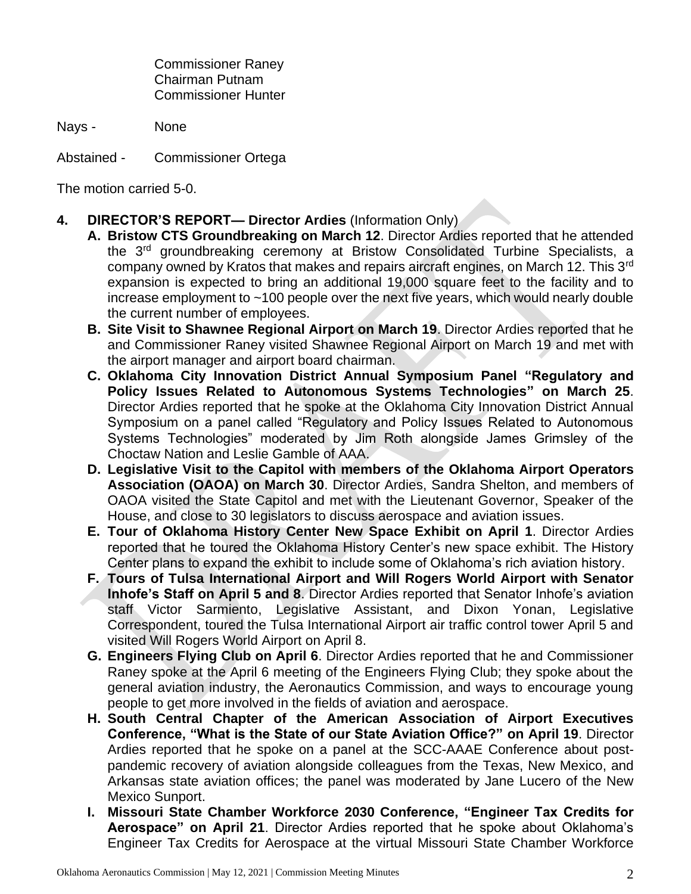Commissioner Raney
Chairman Putnam
Commissioner Hunter

Nays - None

Abstained - Commissioner Ortega

The motion carried 5-0.

4. **DIRECTOR'S REPORT— Director Ardies** (Information Only)

   A. **Bristow CTS Groundbreaking on March 12**. Director Ardies reported that he attended the 3rd groundbreaking ceremony at Bristow Consolidated Turbine Specialists, a company owned by Kratos that makes and repairs aircraft engines, on March 12. This 3rd expansion is expected to bring an additional 19,000 square feet to the facility and to increase employment to ~100 people over the next five years, which would nearly double the current number of employees.

   B. **Site Visit to Shawnee Regional Airport on March 19**. Director Ardies reported that he and Commissioner Raney visited Shawnee Regional Airport on March 19 and met with the airport manager and airport board chairman.

   C. **Oklahoma City Innovation District Annual Symposium Panel "Regulatory and Policy Issues Related to Autonomous Systems Technologies" on March 25**. Director Ardies reported that he spoke at the Oklahoma City Innovation District Annual Symposium on a panel called "Regulatory and Policy Issues Related to Autonomous Systems Technologies" moderated by Jim Roth alongside James Grimsley of the Choctaw Nation and Leslie Gamble of AAA.

   D. **Legislative Visit to the Capitol with members of the Oklahoma Airport Operators Association (OAOA) on March 30**. Director Ardies, Sandra Shelton, and members of OAOA visited the State Capitol and met with the Lieutenant Governor, Speaker of the House, and close to 30 legislators to discuss aerospace and aviation issues.

   E. **Tour of Oklahoma History Center New Space Exhibit on April 1**. Director Ardies reported that he toured the Oklahoma History Center's new space exhibit. The History Center plans to expand the exhibit to include some of Oklahoma's rich aviation history.

   F. **Tours of Tulsa International Airport and Will Rogers World Airport with Senator Inhofe's Staff on April 5 and 8**. Director Ardies reported that Senator Inhofe's aviation staff Victor Sarmiento, Legislative Assistant, and Dixon Yonan, Legislative Correspondent, toured the Tulsa International Airport air traffic control tower April 5 and visited Will Rogers World Airport on April 8.

   G. **Engineers Flying Club on April 6**. Director Ardies reported that he and Commissioner Raney spoke at the April 6 meeting of the Engineers Flying Club; they spoke about the general aviation industry, the Aeronautics Commission, and ways to encourage young people to get more involved in the fields of aviation and aerospace.

   H. **South Central Chapter of the American Association of Airport Executives Conference, "What is the State of our State Aviation Office?" on April 19**. Director Ardies reported that he spoke on a panel at the SCC-AAAE Conference about post-pandemic recovery of aviation alongside colleagues from the Texas, New Mexico, and Arkansas state aviation offices; the panel was moderated by Jane Lucero of the New Mexico Sunport.

   I. **Missouri State Chamber Workforce 2030 Conference, "Engineer Tax Credits for Aerospace" on April 21**. Director Ardies reported that he spoke about Oklahoma's Engineer Tax Credits for Aerospace at the virtual Missouri State Chamber Workforce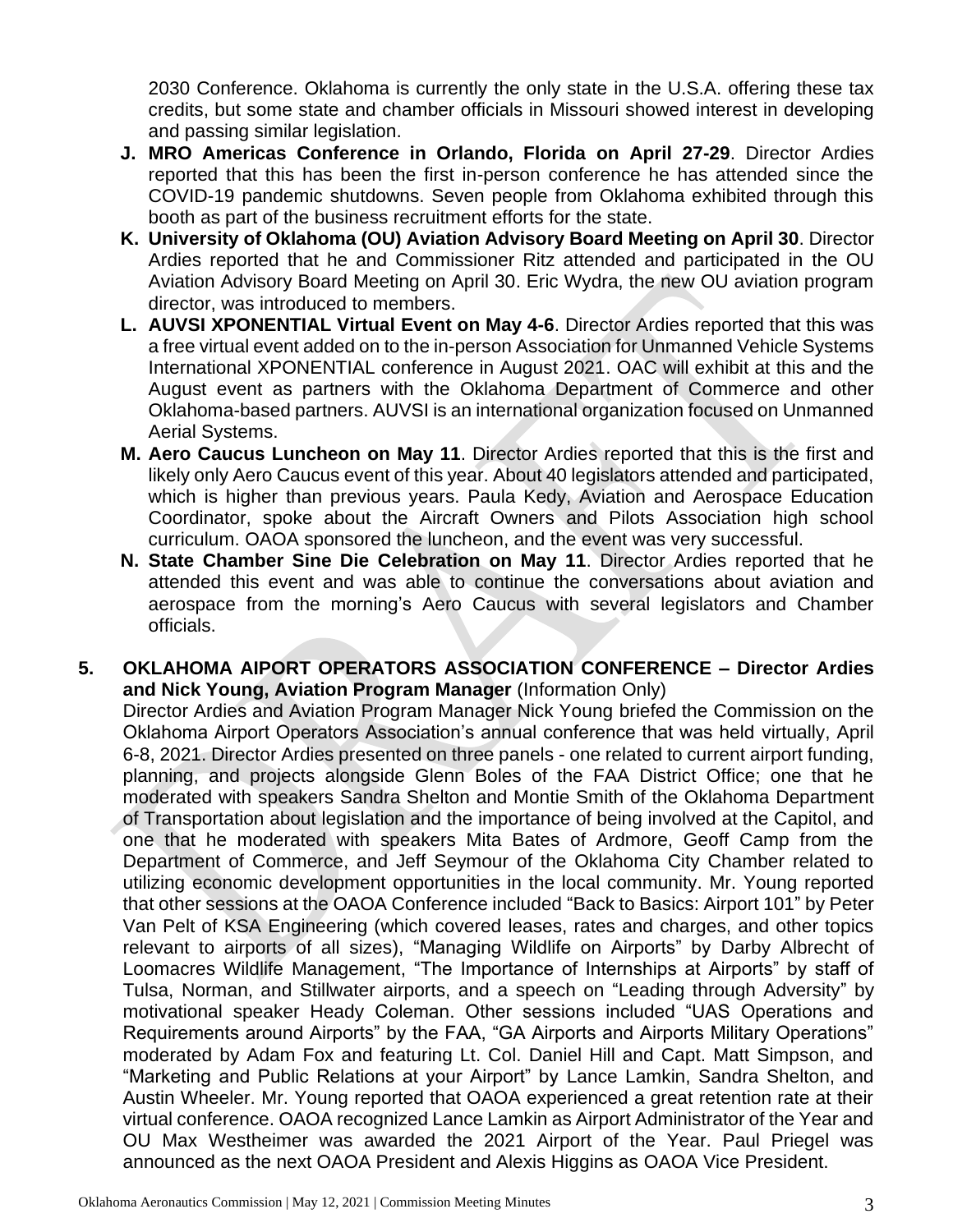2030 Conference. Oklahoma is currently the only state in the U.S.A. offering these tax credits, but some state and chamber officials in Missouri showed interest in developing and passing similar legislation.

J. **MRO Americas Conference in Orlando, Florida on April 27-29**. Director Ardies reported that this has been the first in-person conference he has attended since the COVID-19 pandemic shutdowns. Seven people from Oklahoma exhibited through this booth as part of the business recruitment efforts for the state.

K. **University of Oklahoma (OU) Aviation Advisory Board Meeting on April 30**. Director Ardies reported that he and Commissioner Ritz attended and participated in the OU Aviation Advisory Board Meeting on April 30. Eric Wydra, the new OU aviation program director, was introduced to members.

L. **AUVSI XPONENTIAL Virtual Event on May 4-6**. Director Ardies reported that this was a free virtual event added on to the in-person Association for Unmanned Vehicle Systems International XPONENTIAL conference in August 2021. OAC will exhibit at this and the August event as partners with the Oklahoma Department of Commerce and other Oklahoma-based partners. AUVSI is an international organization focused on Unmanned Aerial Systems.

M. **Aero Caucus Luncheon on May 11**. Director Ardies reported that this is the first and likely only Aero Caucus event of this year. About 40 legislators attended and participated, which is higher than previous years. Paula Kedy, Aviation and Aerospace Education Coordinator, spoke about the Aircraft Owners and Pilots Association high school curriculum. OAOA sponsored the luncheon, and the event was very successful.

N. **State Chamber Sine Die Celebration on May 11**. Director Ardies reported that he attended this event and was able to continue the conversations about aviation and aerospace from the morning's Aero Caucus with several legislators and Chamber officials.

**5. OKLAHOMA AIPORT OPERATORS ASSOCIATION CONFERENCE – Director Ardies and Nick Young, Aviation Program Manager** (Information Only)

Director Ardies and Aviation Program Manager Nick Young briefed the Commission on the Oklahoma Airport Operators Association's annual conference that was held virtually, April 6-8, 2021. Director Ardies presented on three panels - one related to current airport funding, planning, and projects alongside Glenn Boles of the FAA District Office; one that he moderated with speakers Sandra Shelton and Montie Smith of the Oklahoma Department of Transportation about legislation and the importance of being involved at the Capitol, and one that he moderated with speakers Mita Bates of Ardmore, Geoff Camp from the Department of Commerce, and Jeff Seymour of the Oklahoma City Chamber related to utilizing economic development opportunities in the local community. Mr. Young reported that other sessions at the OAOA Conference included "Back to Basics: Airport 101" by Peter Van Pelt of KSA Engineering (which covered leases, rates and charges, and other topics relevant to airports of all sizes), "Managing Wildlife on Airports" by Darby Albrecht of Loomacres Wildlife Management, "The Importance of Internships at Airports" by staff of Tulsa, Norman, and Stillwater airports, and a speech on "Leading through Adversity" by motivational speaker Heady Coleman. Other sessions included "UAS Operations and Requirements around Airports" by the FAA, "GA Airports and Airports Military Operations" moderated by Adam Fox and featuring Lt. Col. Daniel Hill and Capt. Matt Simpson, and "Marketing and Public Relations at your Airport" by Lance Lamkin, Sandra Shelton, and Austin Wheeler. Mr. Young reported that OAOA experienced a great retention rate at their virtual conference. OAOA recognized Lance Lamkin as Airport Administrator of the Year and OU Max Westheimer was awarded the 2021 Airport of the Year. Paul Priegel was announced as the next OAOA President and Alexis Higgins as OAOA Vice President.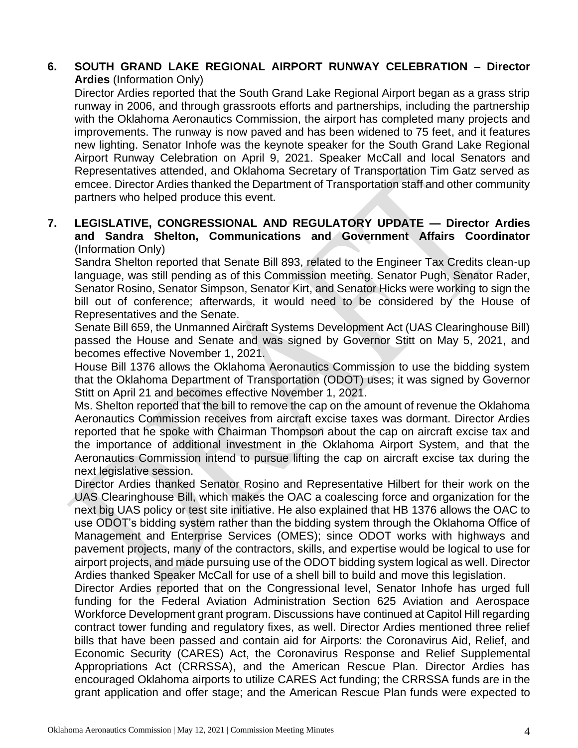**6. SOUTH GRAND LAKE REGIONAL AIRPORT RUNWAY CELEBRATION – Director Ardies** (Information Only)

Director Ardies reported that the South Grand Lake Regional Airport began as a grass strip runway in 2006, and through grassroots efforts and partnerships, including the partnership with the Oklahoma Aeronautics Commission, the airport has completed many projects and improvements. The runway is now paved and has been widened to 75 feet, and it features new lighting. Senator Inhofe was the keynote speaker for the South Grand Lake Regional Airport Runway Celebration on April 9, 2021. Speaker McCall and local Senators and Representatives attended, and Oklahoma Secretary of Transportation Tim Gatz served as emcee. Director Ardies thanked the Department of Transportation staff and other community partners who helped produce this event.

**7. LEGISLATIVE, CONGRESSIONAL AND REGULATORY UPDATE — Director Ardies and Sandra Shelton, Communications and Government Affairs Coordinator** (Information Only)

Sandra Shelton reported that Senate Bill 893, related to the Engineer Tax Credits clean-up language, was still pending as of this Commission meeting. Senator Pugh, Senator Rader, Senator Rosino, Senator Simpson, Senator Kirt, and Senator Hicks were working to sign the bill out of conference; afterwards, it would need to be considered by the House of Representatives and the Senate.

Senate Bill 659, the Unmanned Aircraft Systems Development Act (UAS Clearinghouse Bill) passed the House and Senate and was signed by Governor Stitt on May 5, 2021, and becomes effective November 1, 2021.

House Bill 1376 allows the Oklahoma Aeronautics Commission to use the bidding system that the Oklahoma Department of Transportation (ODOT) uses; it was signed by Governor Stitt on April 21 and becomes effective November 1, 2021.

Ms. Shelton reported that the bill to remove the cap on the amount of revenue the Oklahoma Aeronautics Commission receives from aircraft excise taxes was dormant. Director Ardies reported that he spoke with Chairman Thompson about the cap on aircraft excise tax and the importance of additional investment in the Oklahoma Airport System, and that the Aeronautics Commission intend to pursue lifting the cap on aircraft excise tax during the next legislative session.

Director Ardies thanked Senator Rosino and Representative Hilbert for their work on the UAS Clearinghouse Bill, which makes the OAC a coalescing force and organization for the next big UAS policy or test site initiative. He also explained that HB 1376 allows the OAC to use ODOT's bidding system rather than the bidding system through the Oklahoma Office of Management and Enterprise Services (OMES); since ODOT works with highways and pavement projects, many of the contractors, skills, and expertise would be logical to use for airport projects, and made pursuing use of the ODOT bidding system logical as well. Director Ardies thanked Speaker McCall for use of a shell bill to build and move this legislation.

Director Ardies reported that on the Congressional level, Senator Inhofe has urged full funding for the Federal Aviation Administration Section 625 Aviation and Aerospace Workforce Development grant program. Discussions have continued at Capitol Hill regarding contract tower funding and regulatory fixes, as well. Director Ardies mentioned three relief bills that have been passed and contain aid for Airports: the Coronavirus Aid, Relief, and Economic Security (CARES) Act, the Coronavirus Response and Relief Supplemental Appropriations Act (CRRSSA), and the American Rescue Plan. Director Ardies has encouraged Oklahoma airports to utilize CARES Act funding; the CRRSSA funds are in the grant application and offer stage; and the American Rescue Plan funds were expected to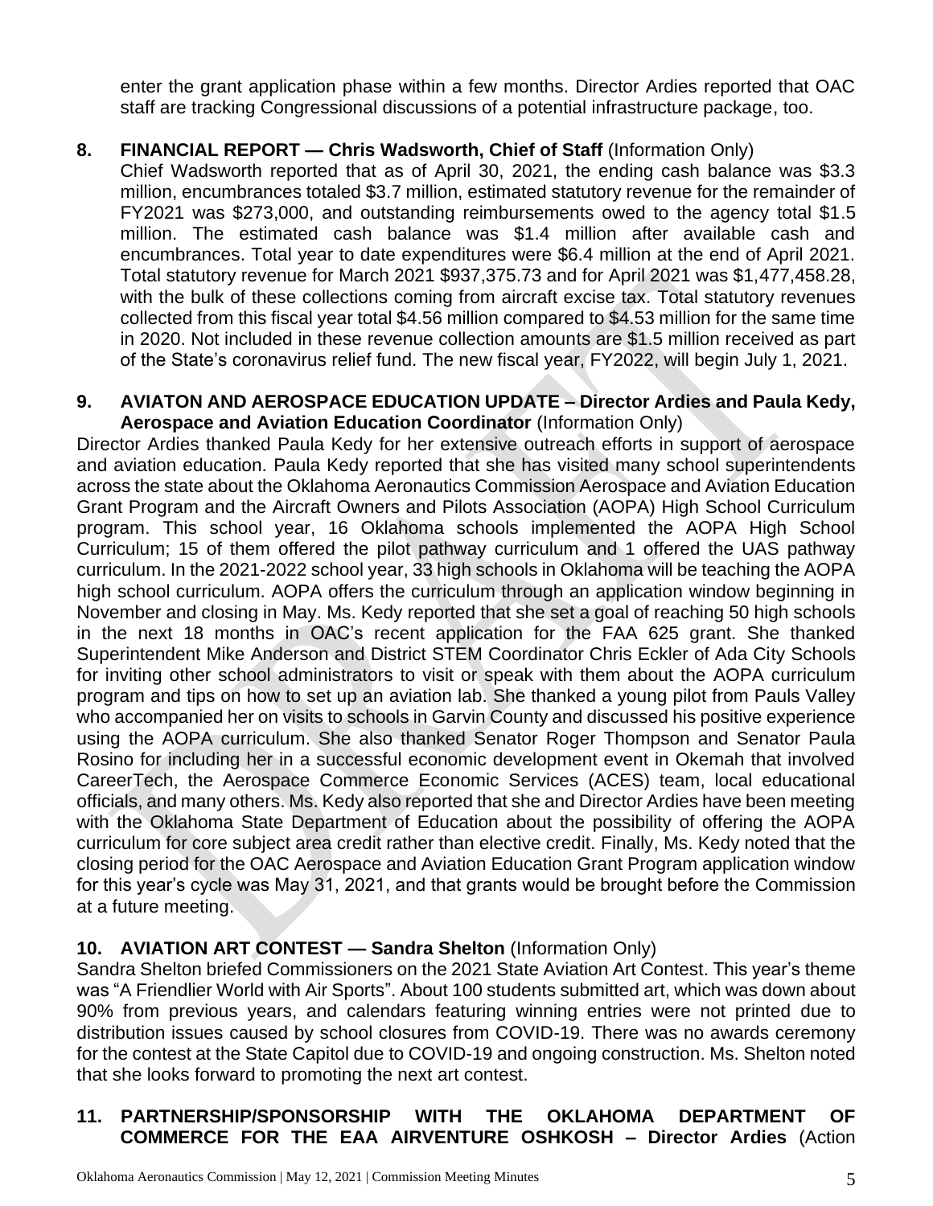enter the grant application phase within a few months. Director Ardies reported that OAC staff are tracking Congressional discussions of a potential infrastructure package, too.

**8. FINANCIAL REPORT — Chris Wadsworth, Chief of Staff** (Information Only)

Chief Wadsworth reported that as of April 30, 2021, the ending cash balance was $3.3 million, encumbrances totaled $3.7 million, estimated statutory revenue for the remainder of FY2021 was $273,000, and outstanding reimbursements owed to the agency total $1.5 million. The estimated cash balance was $1.4 million after available cash and encumbrances. Total year to date expenditures were $6.4 million at the end of April 2021. Total statutory revenue for March 2021 $937,375.73 and for April 2021 was $1,477,458.28, with the bulk of these collections coming from aircraft excise tax. Total statutory revenues collected from this fiscal year total $4.56 million compared to $4.53 million for the same time in 2020. Not included in these revenue collection amounts are $1.5 million received as part of the State's coronavirus relief fund. The new fiscal year, FY2022, will begin July 1, 2021.

**9. AVIATON AND AEROSPACE EDUCATION UPDATE – Director Ardies and Paula Kedy, Aerospace and Aviation Education Coordinator** (Information Only)

Director Ardies thanked Paula Kedy for her extensive outreach efforts in support of aerospace and aviation education. Paula Kedy reported that she has visited many school superintendents across the state about the Oklahoma Aeronautics Commission Aerospace and Aviation Education Grant Program and the Aircraft Owners and Pilots Association (AOPA) High School Curriculum program. This school year, 16 Oklahoma schools implemented the AOPA High School Curriculum; 15 of them offered the pilot pathway curriculum and 1 offered the UAS pathway curriculum. In the 2021-2022 school year, 33 high schools in Oklahoma will be teaching the AOPA high school curriculum. AOPA offers the curriculum through an application window beginning in November and closing in May. Ms. Kedy reported that she set a goal of reaching 50 high schools in the next 18 months in OAC's recent application for the FAA 625 grant. She thanked Superintendent Mike Anderson and District STEM Coordinator Chris Eckler of Ada City Schools for inviting other school administrators to visit or speak with them about the AOPA curriculum program and tips on how to set up an aviation lab. She thanked a young pilot from Pauls Valley who accompanied her on visits to schools in Garvin County and discussed his positive experience using the AOPA curriculum. She also thanked Senator Roger Thompson and Senator Paula Rosino for including her in a successful economic development event in Okemah that involved CareerTech, the Aerospace Commerce Economic Services (ACES) team, local educational officials, and many others. Ms. Kedy also reported that she and Director Ardies have been meeting with the Oklahoma State Department of Education about the possibility of offering the AOPA curriculum for core subject area credit rather than elective credit. Finally, Ms. Kedy noted that the closing period for the OAC Aerospace and Aviation Education Grant Program application window for this year's cycle was May 31, 2021, and that grants would be brought before the Commission at a future meeting.

**10. AVIATION ART CONTEST — Sandra Shelton** (Information Only)

Sandra Shelton briefed Commissioners on the 2021 State Aviation Art Contest. This year's theme was "A Friendlier World with Air Sports". About 100 students submitted art, which was down about 90% from previous years, and calendars featuring winning entries were not printed due to distribution issues caused by school closures from COVID-19. There was no awards ceremony for the contest at the State Capitol due to COVID-19 and ongoing construction. Ms. Shelton noted that she looks forward to promoting the next art contest.

**11. PARTNERSHIP/SPONSORSHIP WITH THE OKLAHOMA DEPARTMENT OF COMMERCE FOR THE EAA AIRVENTURE OSHKOSH – Director Ardies** (Action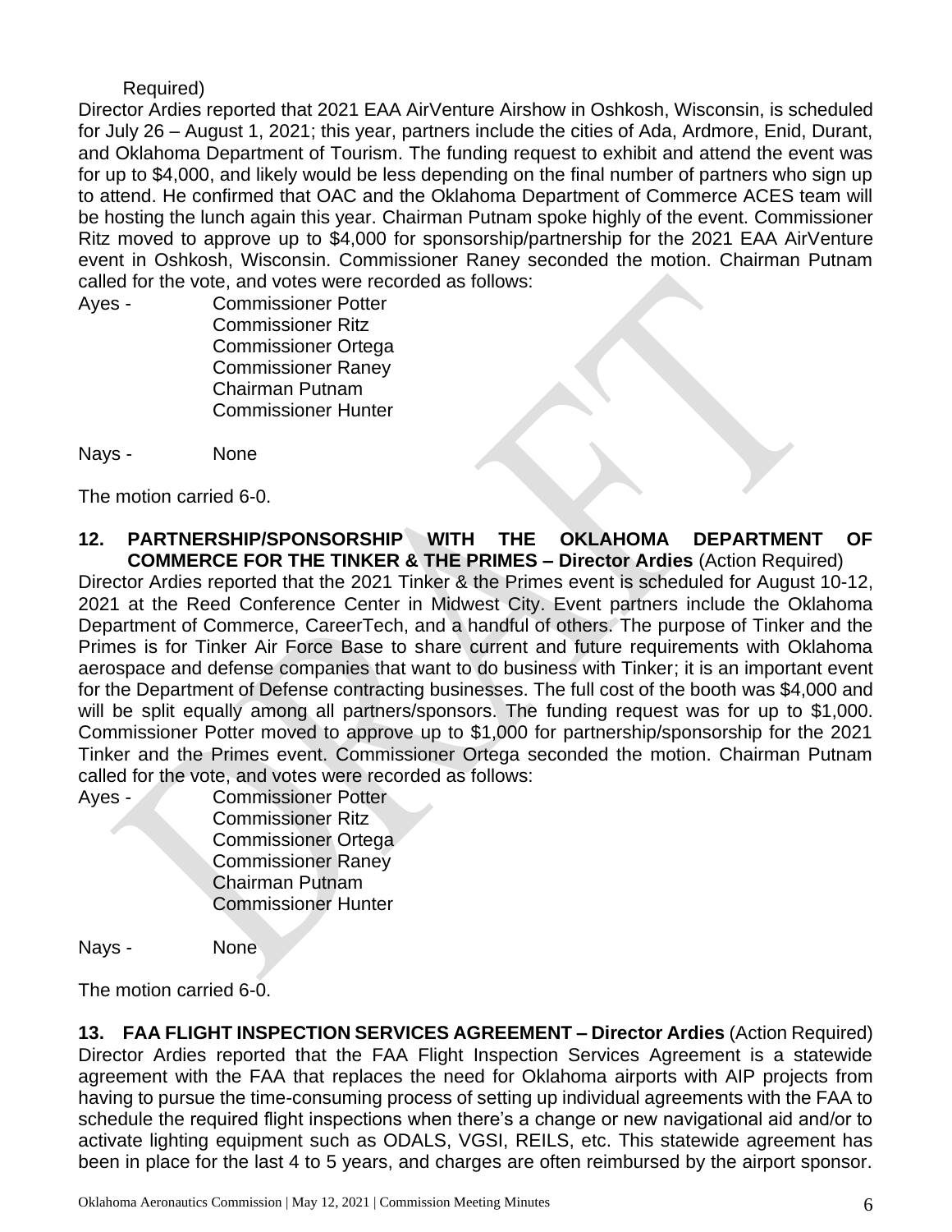Required)

Director Ardies reported that 2021 EAA AirVenture Airshow in Oshkosh, Wisconsin, is scheduled for July 26 – August 1, 2021; this year, partners include the cities of Ada, Ardmore, Enid, Durant, and Oklahoma Department of Tourism. The funding request to exhibit and attend the event was for up to $4,000, and likely would be less depending on the final number of partners who sign up to attend. He confirmed that OAC and the Oklahoma Department of Commerce ACES team will be hosting the lunch again this year. Chairman Putnam spoke highly of the event. Commissioner Ritz moved to approve up to $4,000 for sponsorship/partnership for the 2021 EAA AirVenture event in Oshkosh, Wisconsin. Commissioner Raney seconded the motion. Chairman Putnam called for the vote, and votes were recorded as follows:

Ayes - Commissioner Potter
Commissioner Ritz
Commissioner Ortega
Commissioner Raney
Chairman Putnam
Commissioner Hunter

Nays - None

The motion carried 6-0.

**12. PARTNERSHIP/SPONSORSHIP WITH THE OKLAHOMA DEPARTMENT OF COMMERCE FOR THE TINKER & THE PRIMES – Director Ardies** (Action Required)

Director Ardies reported that the 2021 Tinker & the Primes event is scheduled for August 10-12, 2021 at the Reed Conference Center in Midwest City. Event partners include the Oklahoma Department of Commerce, CareerTech, and a handful of others. The purpose of Tinker and the Primes is for Tinker Air Force Base to share current and future requirements with Oklahoma aerospace and defense companies that want to do business with Tinker; it is an important event for the Department of Defense contracting businesses. The full cost of the booth was $4,000 and will be split equally among all partners/sponsors. The funding request was for up to $1,000. Commissioner Potter moved to approve up to $1,000 for partnership/sponsorship for the 2021 Tinker and the Primes event. Commissioner Ortega seconded the motion. Chairman Putnam called for the vote, and votes were recorded as follows:

Ayes - Commissioner Potter
Commissioner Ritz
Commissioner Ortega
Commissioner Raney
Chairman Putnam
Commissioner Hunter

Nays - None

The motion carried 6-0.

**13. FAA FLIGHT INSPECTION SERVICES AGREEMENT – Director Ardies** (Action Required)

Director Ardies reported that the FAA Flight Inspection Services Agreement is a statewide agreement with the FAA that replaces the need for Oklahoma airports with AIP projects from having to pursue the time-consuming process of setting up individual agreements with the FAA to schedule the required flight inspections when there's a change or new navigational aid and/or to activate lighting equipment such as ODALS, VGSI, REILS, etc. This statewide agreement has been in place for the last 4 to 5 years, and charges are often reimbursed by the airport sponsor.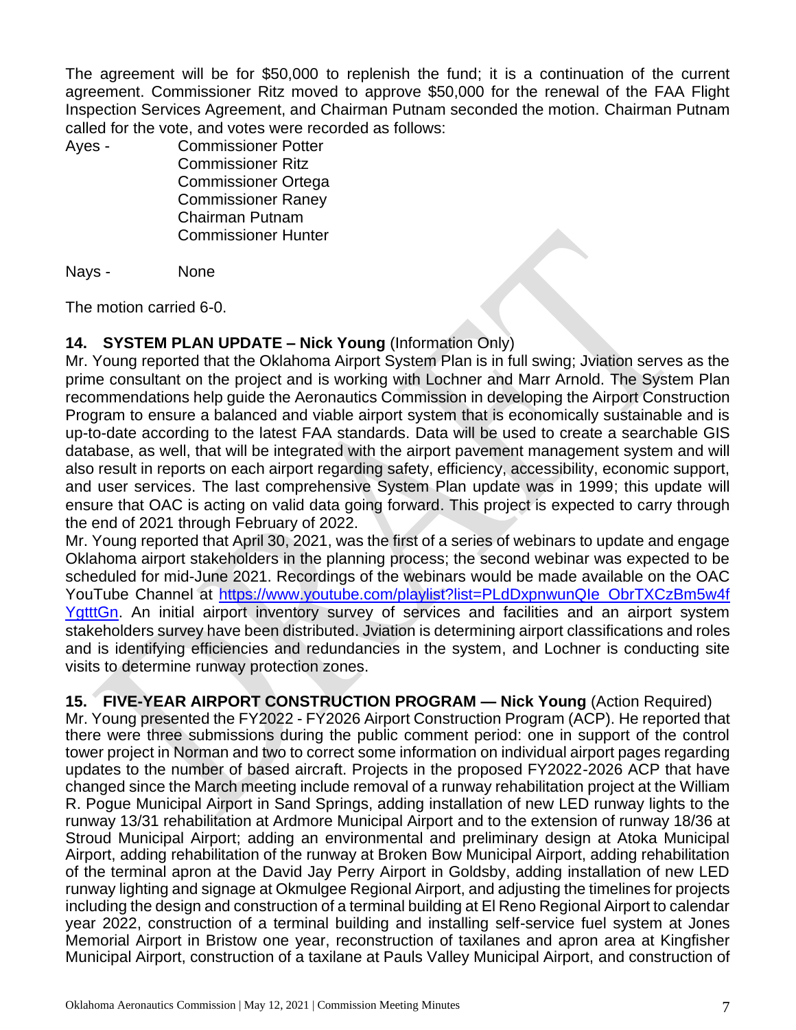The agreement will be for $50,000 to replenish the fund; it is a continuation of the current agreement. Commissioner Ritz moved to approve $50,000 for the renewal of the FAA Flight Inspection Services Agreement, and Chairman Putnam seconded the motion. Chairman Putnam called for the vote, and votes were recorded as follows:

Ayes - Commissioner Potter
Commissioner Ritz
Commissioner Ortega
Commissioner Raney
Chairman Putnam
Commissioner Hunter

Nays - None

The motion carried 6-0.

**14. SYSTEM PLAN UPDATE – Nick Young** (Information Only)
Mr. Young reported that the Oklahoma Airport System Plan is in full swing; Jviation serves as the prime consultant on the project and is working with Lochner and Marr Arnold. The System Plan recommendations help guide the Aeronautics Commission in developing the Airport Construction Program to ensure a balanced and viable airport system that is economically sustainable and is up-to-date according to the latest FAA standards. Data will be used to create a searchable GIS database, as well, that will be integrated with the airport pavement management system and will also result in reports on each airport regarding safety, efficiency, accessibility, economic support, and user services. The last comprehensive System Plan update was in 1999; this update will ensure that OAC is acting on valid data going forward. This project is expected to carry through the end of 2021 through February of 2022.
Mr. Young reported that April 30, 2021, was the first of a series of webinars to update and engage Oklahoma airport stakeholders in the planning process; the second webinar was expected to be scheduled for mid-June 2021. Recordings of the webinars would be made available on the OAC YouTube Channel at https://www.youtube.com/playlist?list=PLdDxpnwunQIe_ObrTXCzBm5w4fYgtttGn. An initial airport inventory survey of services and facilities and an airport system stakeholders survey have been distributed. Jviation is determining airport classifications and roles and is identifying efficiencies and redundancies in the system, and Lochner is conducting site visits to determine runway protection zones.

**15. FIVE-YEAR AIRPORT CONSTRUCTION PROGRAM — Nick Young** (Action Required)
Mr. Young presented the FY2022 - FY2026 Airport Construction Program (ACP). He reported that there were three submissions during the public comment period: one in support of the control tower project in Norman and two to correct some information on individual airport pages regarding updates to the number of based aircraft. Projects in the proposed FY2022-2026 ACP that have changed since the March meeting include removal of a runway rehabilitation project at the William R. Pogue Municipal Airport in Sand Springs, adding installation of new LED runway lights to the runway 13/31 rehabilitation at Ardmore Municipal Airport and to the extension of runway 18/36 at Stroud Municipal Airport; adding an environmental and preliminary design at Atoka Municipal Airport, adding rehabilitation of the runway at Broken Bow Municipal Airport, adding rehabilitation of the terminal apron at the David Jay Perry Airport in Goldsby, adding installation of new LED runway lighting and signage at Okmulgee Regional Airport, and adjusting the timelines for projects including the design and construction of a terminal building at El Reno Regional Airport to calendar year 2022, construction of a terminal building and installing self-service fuel system at Jones Memorial Airport in Bristow one year, reconstruction of taxilanes and apron area at Kingfisher Municipal Airport, construction of a taxilane at Pauls Valley Municipal Airport, and construction of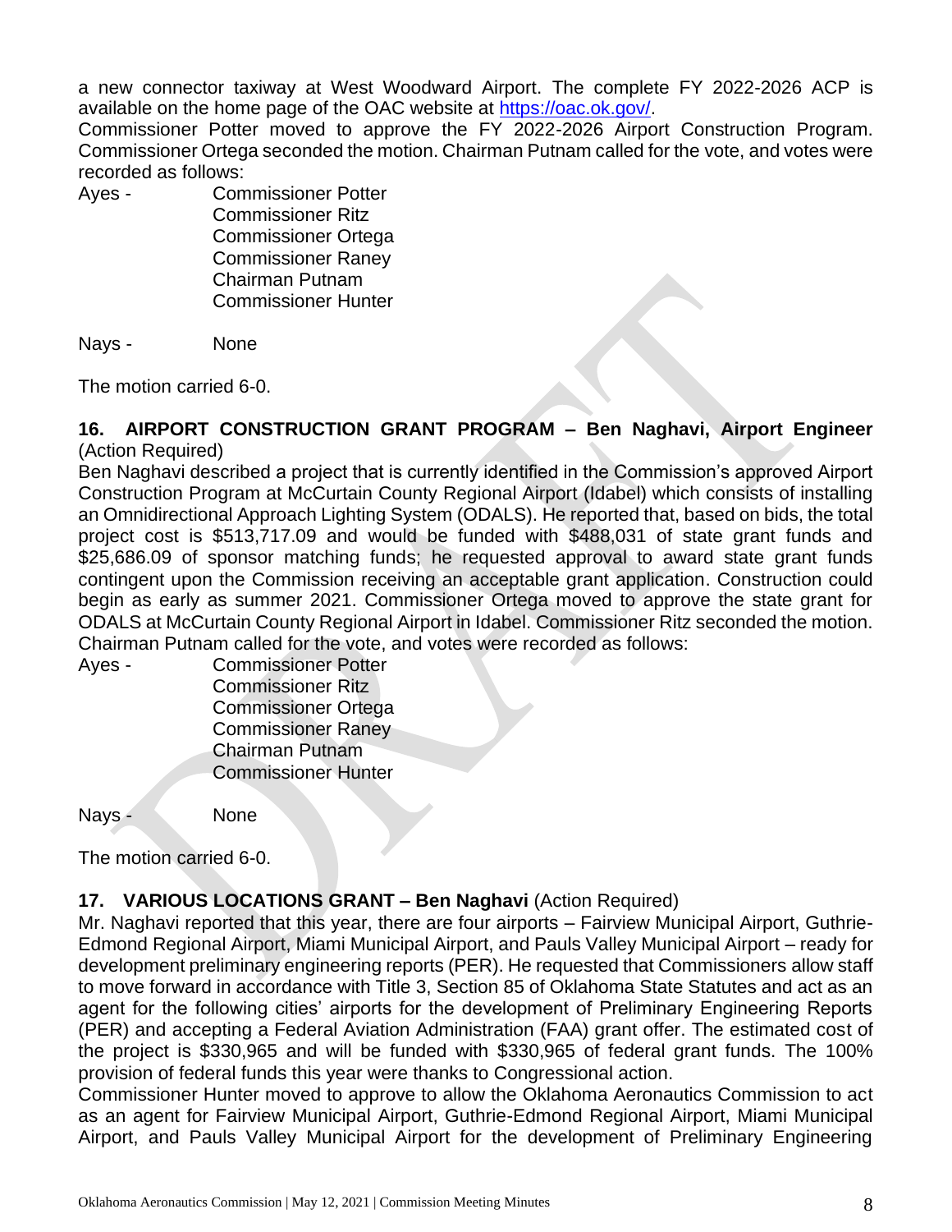a new connector taxiway at West Woodward Airport. The complete FY 2022-2026 ACP is available on the home page of the OAC website at https://oac.ok.gov/.

Commissioner Potter moved to approve the FY 2022-2026 Airport Construction Program. Commissioner Ortega seconded the motion. Chairman Putnam called for the vote, and votes were recorded as follows:

Ayes - Commissioner Potter
Commissioner Ritz
Commissioner Ortega
Commissioner Raney
Chairman Putnam
Commissioner Hunter

Nays - None

The motion carried 6-0.

**16. AIRPORT CONSTRUCTION GRANT PROGRAM – Ben Naghavi, Airport Engineer** (Action Required)

Ben Naghavi described a project that is currently identified in the Commission's approved Airport Construction Program at McCurtain County Regional Airport (Idabel) which consists of installing an Omnidirectional Approach Lighting System (ODALS). He reported that, based on bids, the total project cost is $513,717.09 and would be funded with $488,031 of state grant funds and $25,686.09 of sponsor matching funds; he requested approval to award state grant funds contingent upon the Commission receiving an acceptable grant application. Construction could begin as early as summer 2021. Commissioner Ortega moved to approve the state grant for ODALS at McCurtain County Regional Airport in Idabel. Commissioner Ritz seconded the motion. Chairman Putnam called for the vote, and votes were recorded as follows:

Ayes - Commissioner Potter
Commissioner Ritz
Commissioner Ortega
Commissioner Raney
Chairman Putnam
Commissioner Hunter

Nays - None

The motion carried 6-0.

**17. VARIOUS LOCATIONS GRANT – Ben Naghavi** (Action Required)

Mr. Naghavi reported that this year, there are four airports – Fairview Municipal Airport, Guthrie-Edmond Regional Airport, Miami Municipal Airport, and Pauls Valley Municipal Airport – ready for development preliminary engineering reports (PER). He requested that Commissioners allow staff to move forward in accordance with Title 3, Section 85 of Oklahoma State Statutes and act as an agent for the following cities' airports for the development of Preliminary Engineering Reports (PER) and accepting a Federal Aviation Administration (FAA) grant offer. The estimated cost of the project is $330,965 and will be funded with $330,965 of federal grant funds. The 100% provision of federal funds this year were thanks to Congressional action.

Commissioner Hunter moved to approve to allow the Oklahoma Aeronautics Commission to act as an agent for Fairview Municipal Airport, Guthrie-Edmond Regional Airport, Miami Municipal Airport, and Pauls Valley Municipal Airport for the development of Preliminary Engineering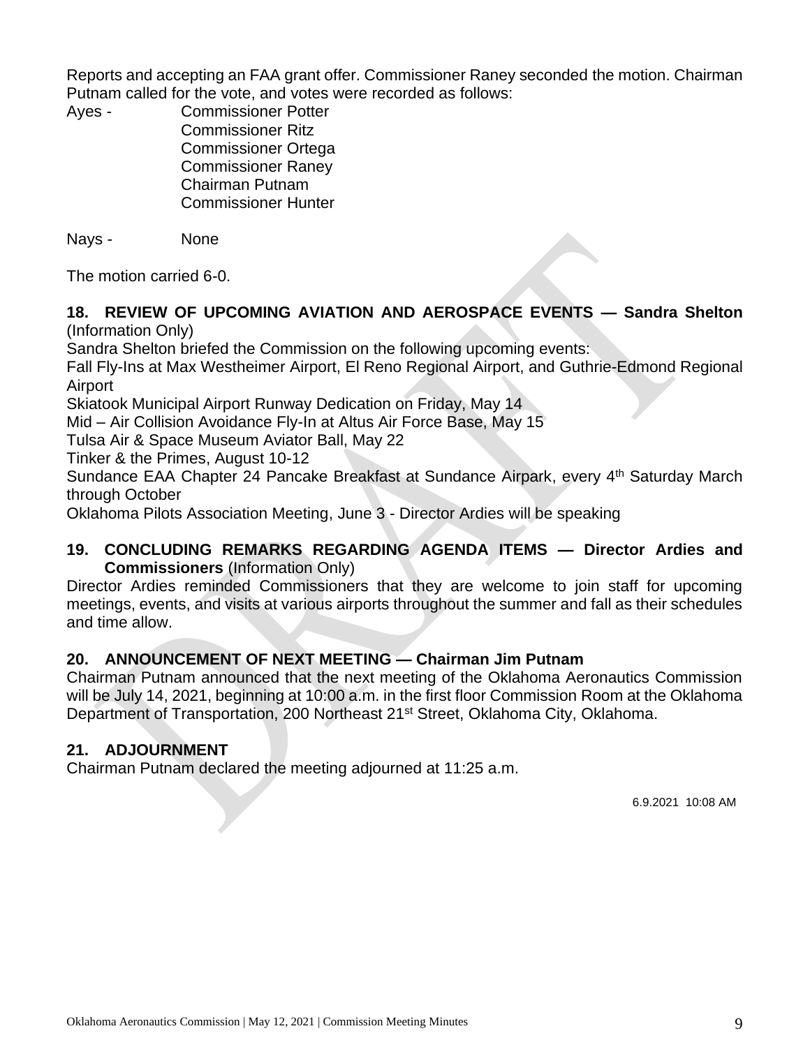Reports and accepting an FAA grant offer. Commissioner Raney seconded the motion. Chairman Putnam called for the vote, and votes were recorded as follows:

Ayes - Commissioner Potter
Commissioner Ritz
Commissioner Ortega
Commissioner Raney
Chairman Putnam
Commissioner Hunter

Nays - None

The motion carried 6-0.

**18. REVIEW OF UPCOMING AVIATION AND AEROSPACE EVENTS — Sandra Shelton** (Information Only)

Sandra Shelton briefed the Commission on the following upcoming events:

Fall Fly-Ins at Max Westheimer Airport, El Reno Regional Airport, and Guthrie-Edmond Regional Airport

Skiatook Municipal Airport Runway Dedication on Friday, May 14

Mid – Air Collision Avoidance Fly-In at Altus Air Force Base, May 15

Tulsa Air & Space Museum Aviator Ball, May 22

Tinker & the Primes, August 10-12

Sundance EAA Chapter 24 Pancake Breakfast at Sundance Airpark, every 4th Saturday March through October

Oklahoma Pilots Association Meeting, June 3 - Director Ardies will be speaking

**19. CONCLUDING REMARKS REGARDING AGENDA ITEMS — Director Ardies and Commissioners** (Information Only)

Director Ardies reminded Commissioners that they are welcome to join staff for upcoming meetings, events, and visits at various airports throughout the summer and fall as their schedules and time allow.

**20. ANNOUNCEMENT OF NEXT MEETING — Chairman Jim Putnam**

Chairman Putnam announced that the next meeting of the Oklahoma Aeronautics Commission will be July 14, 2021, beginning at 10:00 a.m. in the first floor Commission Room at the Oklahoma Department of Transportation, 200 Northeast 21st Street, Oklahoma City, Oklahoma.

**21. ADJOURNMENT**

Chairman Putnam declared the meeting adjourned at 11:25 a.m.

6.9.2021 10:08 AM